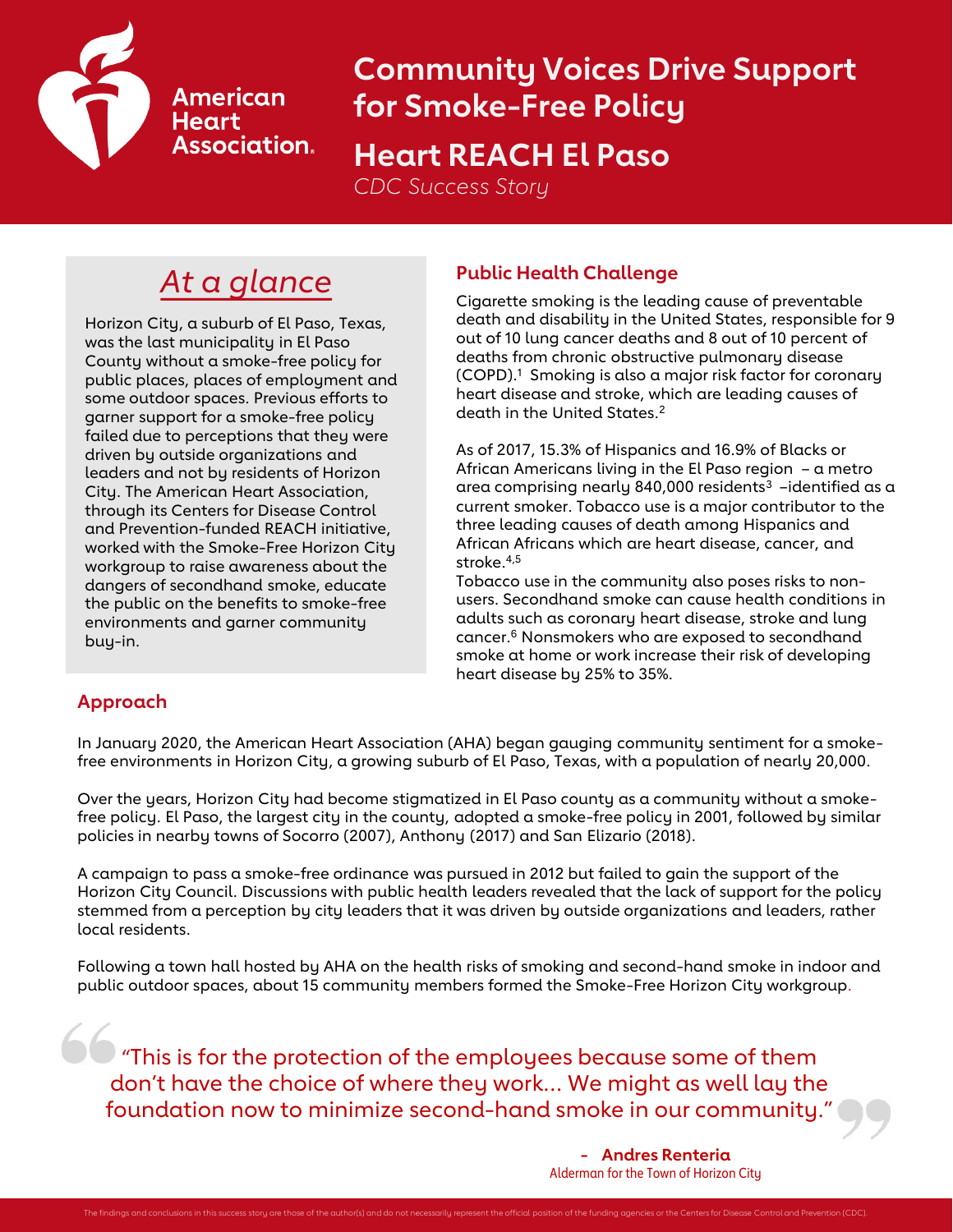American Heart Association.

# Community Voices Drive Support for Smoke-Free Policy

## Heart REACH El Paso

*CDC Success Story*

## *At a glance*

Horizon City, a suburb of El Paso, Texas, was the last municipality in El Paso County without a smoke-free policy for public places, places of employment and some outdoor spaces. Previous efforts to garner support for a smoke-free policy failed due to perceptions that they were driven by outside organizations and leaders and not by residents of Horizon City. The American Heart Association, through its Centers for Disease Control and Prevention-funded REACH initiative, worked with the Smoke-Free Horizon City workgroup to raise awareness about the dangers of secondhand smoke, educate the public on the benefits to smoke-free environments and garner community buy-in.

## Public Health Challenge

Cigarette smoking is the leading cause of preventable death and disability in the United States, responsible for 9 out of 10 lung cancer deaths and 8 out of 10 percent of deaths from chronic obstructive pulmonary disease (COPD).[1] Smoking is also a major risk factor for coronary heart disease and stroke, which are leading causes of death in the United States.[2]

As of 2017, 15.3% of Hispanics and 16.9% of Blacks or African Americans living in the El Paso region – a metro area comprising nearly 840,000 residents[3] –identified as a current smoker. Tobacco use is a major contributor to the three leading causes of death among Hispanics and African Africans which are heart disease, cancer, and stroke.[4,5]

Tobacco use in the community also poses risks to non-users. Secondhand smoke can cause health conditions in adults such as coronary heart disease, stroke and lung cancer.[6] Nonsmokers who are exposed to secondhand smoke at home or work increase their risk of developing heart disease by 25% to 35%.

## Approach

In January 2020, the American Heart Association (AHA) began gauging community sentiment for a smoke-free environments in Horizon City, a growing suburb of El Paso, Texas, with a population of nearly 20,000.

Over the years, Horizon City had become stigmatized in El Paso county as a community without a smoke-free policy. El Paso, the largest city in the county, adopted a smoke-free policy in 2001, followed by similar policies in nearby towns of Socorro (2007), Anthony (2017) and San Elizario (2018).

A campaign to pass a smoke-free ordinance was pursued in 2012 but failed to gain the support of the Horizon City Council. Discussions with public health leaders revealed that the lack of support for the policy stemmed from a perception by city leaders that it was driven by outside organizations and leaders, rather local residents.

Following a town hall hosted by AHA on the health risks of smoking and second-hand smoke in indoor and public outdoor spaces, about 15 community members formed the Smoke-Free Horizon City workgroup.

> "This is for the protection of the employees because some of them don't have the choice of where they work... We might as well lay the foundation now to minimize second-hand smoke in our community."
>
> **- Andres Renteria**
> Alderman for the Town of Horizon City

The findings and conclusions in this success story are those of the author(s) and do not necessarily represent the official position of the funding agencies or the Centers for Disease Control and Prevention (CDC).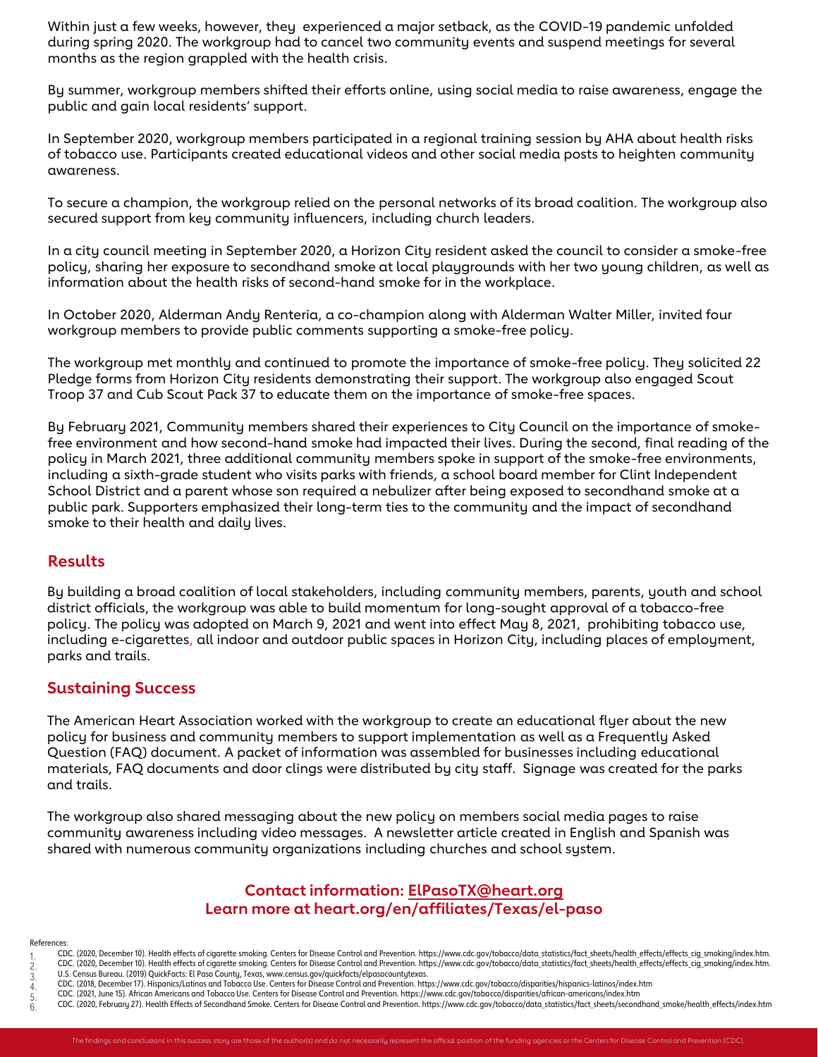Within just a few weeks, however, they experienced a major setback, as the COVID-19 pandemic unfolded during spring 2020. The workgroup had to cancel two community events and suspend meetings for several months as the region grappled with the health crisis.

By summer, workgroup members shifted their efforts online, using social media to raise awareness, engage the public and gain local residents' support.

In September 2020, workgroup members participated in a regional training session by AHA about health risks of tobacco use. Participants created educational videos and other social media posts to heighten community awareness.

To secure a champion, the workgroup relied on the personal networks of its broad coalition. The workgroup also secured support from key community influencers, including church leaders.

In a city council meeting in September 2020, a Horizon City resident asked the council to consider a smoke-free policy, sharing her exposure to secondhand smoke at local playgrounds with her two young children, as well as information about the health risks of second-hand smoke for in the workplace.

In October 2020, Alderman Andy Renteria, a co-champion along with Alderman Walter Miller, invited four workgroup members to provide public comments supporting a smoke-free policy.

The workgroup met monthly and continued to promote the importance of smoke-free policy. They solicited 22 Pledge forms from Horizon City residents demonstrating their support. The workgroup also engaged Scout Troop 37 and Cub Scout Pack 37 to educate them on the importance of smoke-free spaces.

By February 2021, Community members shared their experiences to City Council on the importance of smoke-free environment and how second-hand smoke had impacted their lives. During the second, final reading of the policy in March 2021, three additional community members spoke in support of the smoke-free environments, including a sixth-grade student who visits parks with friends, a school board member for Clint Independent School District and a parent whose son required a nebulizer after being exposed to secondhand smoke at a public park. Supporters emphasized their long-term ties to the community and the impact of secondhand smoke to their health and daily lives.

## Results

By building a broad coalition of local stakeholders, including community members, parents, youth and school district officials, the workgroup was able to build momentum for long-sought approval of a tobacco-free policy. The policy was adopted on March 9, 2021 and went into effect May 8, 2021, prohibiting tobacco use, including e-cigarettes, all indoor and outdoor public spaces in Horizon City, including places of employment, parks and trails.

## Sustaining Success

The American Heart Association worked with the workgroup to create an educational flyer about the new policy for business and community members to support implementation as well as a Frequently Asked Question (FAQ) document. A packet of information was assembled for businesses including educational materials, FAQ documents and door clings were distributed by city staff. Signage was created for the parks and trails.

The workgroup also shared messaging about the new policy on members social media pages to raise community awareness including video messages. A newsletter article created in English and Spanish was shared with numerous community organizations including churches and school system.

**Contact information: ElPasoTX@heart.org**
**Learn more at heart.org/en/affiliates/Texas/el-paso**

References:

1. CDC. (2020, December 10). Health effects of cigarette smoking. Centers for Disease Control and Prevention. https://www.cdc.gov/tobacco/data_statistics/fact_sheets/health_effects/effects_cig_smoking/index.htm.
2. CDC. (2020, December 10). Health effects of cigarette smoking. Centers for Disease Control and Prevention. https://www.cdc.gov/tobacco/data_statistics/fact_sheets/health_effects/effects_cig_smoking/index.htm.
3. U.S. Census Bureau. (2019) QuickFacts: El Paso County, Texas, www.census.gov/quickfacts/elpasocountytexas.
4. CDC. (2018, December 17). Hispanics/Latinos and Tobacco Use. Centers for Disease Control and Prevention. https://www.cdc.gov/tobacco/disparities/hispanics-latinos/index.htm
5. CDC. (2021, June 15). African Americans and Tobacco Use. Centers for Disease Control and Prevention. https://www.cdc.gov/tobacco/disparities/african-americans/index.htm
6. CDC. (2020, February 27). Health Effects of Secondhand Smoke. Centers for Disease Control and Prevention. https://www.cdc.gov/tobacco/data_statistics/fact_sheets/secondhand_smoke/health_effects/index.htm

The findings and conclusions in this success story are those of the author(s) and do not necessarily represent the official position of the funding agencies or the Centers for Disease Control and Prevention (CDC).